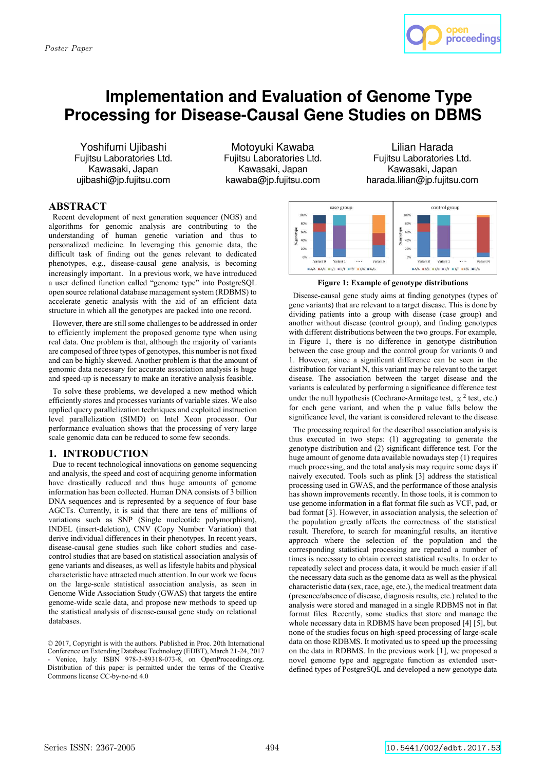Poster Paper

# Implementation and Evaluation of Genome Type Processing for Disease-Causal Gene Studies on DBMS

Yoshifumi Ujibashi
Fujitsu Laboratories Ltd.
Kawasaki, Japan
ujibashi@jp.fujitsu.com

Motoyuki Kawaba
Fujitsu Laboratories Ltd.
Kawasaki, Japan
kawaba@jp.fujitsu.com

Lilian Harada
Fujitsu Laboratories Ltd.
Kawasaki, Japan
harada.lilian@jp.fujitsu.com

## ABSTRACT

Recent development of next generation sequencer (NGS) and algorithms for genomic analysis are contributing to the understanding of human genetic variation and thus to personalized medicine. In leveraging this genomic data, the difficult task of finding out the genes relevant to dedicated phenotypes, e.g., disease-causal gene analysis, is becoming increasingly important. In a previous work, we have introduced a user defined function called "genome type" into PostgreSQL open source relational database management system (RDBMS) to accelerate genetic analysis with the aid of an efficient data structure in which all the genotypes are packed into one record.

However, there are still some challenges to be addressed in order to efficiently implement the proposed genome type when using real data. One problem is that, although the majority of variants are composed of three types of genotypes, this number is not fixed and can be highly skewed. Another problem is that the amount of genomic data necessary for accurate association analysis is huge and speed-up is necessary to make an iterative analysis feasible.

To solve these problems, we developed a new method which efficiently stores and processes variants of variable sizes. We also applied query parallelization techniques and exploited instruction level parallelization (SIMD) on Intel Xeon processor. Our performance evaluation shows that the processing of very large scale genomic data can be reduced to some few seconds.

## 1. INTRODUCTION

Due to recent technological innovations on genome sequencing and analysis, the speed and cost of acquiring genome information have drastically reduced and thus huge amounts of genome information has been collected. Human DNA consists of 3 billion DNA sequences and is represented by a sequence of four base AGCTs. Currently, it is said that there are tens of millions of variations such as SNP (Single nucleotide polymorphism), INDEL (insert-deletion), CNV (Copy Number Variation) that derive individual differences in their phenotypes. In recent years, disease-causal gene studies such like cohort studies and case-control studies that are based on statistical association analysis of gene variants and diseases, as well as lifestyle habits and physical characteristic have attracted much attention. In our work we focus on the large-scale statistical association analysis, as seen in Genome Wide Association Study (GWAS) that targets the entire genome-wide scale data, and propose new methods to speed up the statistical analysis of disease-causal gene study on relational databases.

© 2017, Copyright is with the authors. Published in Proc. 20th International Conference on Extending Database Technology (EDBT), March 21-24, 2017 - Venice, Italy: ISBN 978-3-89318-073-8, on OpenProceedings.org. Distribution of this paper is permitted under the terms of the Creative Commons license CC-by-nc-nd 4.0

**Figure 1: Example of genotype distributions**

Disease-causal gene study aims at finding genotypes (types of gene variants) that are relevant to a target disease. This is done by dividing patients into a group with disease (case group) and another without disease (control group), and finding genotypes with different distributions between the two groups. For example, in Figure 1, there is no difference in genotype distribution between the case group and the control group for variants 0 and 1. However, since a significant difference can be seen in the distribution for variant N, this variant may be relevant to the target disease. The association between the target disease and the variants is calculated by performing a significance difference test under the null hypothesis (Cochrane-Armitage test, $\chi^2$ test, etc.) for each gene variant, and when the p value falls below the significance level, the variant is considered relevant to the disease.

The processing required for the described association analysis is thus executed in two steps: (1) aggregating to generate the genotype distribution and (2) significant difference test. For the huge amount of genome data available nowadays step (1) requires much processing, and the total analysis may require some days if naively executed. Tools such as plink [3] address the statistical processing used in GWAS, and the performance of those analysis has shown improvements recently. In those tools, it is common to use genome information in a flat format file such as VCF, pad, or bad format [3]. However, in association analysis, the selection of the population greatly affects the correctness of the statistical result. Therefore, to search for meaningful results, an iterative approach where the selection of the population and the corresponding statistical processing are repeated a number of times is necessary to obtain correct statistical results. In order to repeatedly select and process data, it would be much easier if all the necessary data such as the genome data as well as the physical characteristic data (sex, race, age, etc.), the medical treatment data (presence/absence of disease, diagnosis results, etc.) related to the analysis were stored and managed in a single RDBMS not in flat format files. Recently, some studies that store and manage the whole necessary data in RDBMS have been proposed [4] [5], but none of the studies focus on high-speed processing of large-scale data on those RDBMS. It motivated us to speed up the processing on the data in RDBMS. In the previous work [1], we proposed a novel genome type and aggregate function as extended user-defined types of PostgreSQL and developed a new genotype data

Series ISSN: 2367-2005

10.5441/002/edbt.2017.53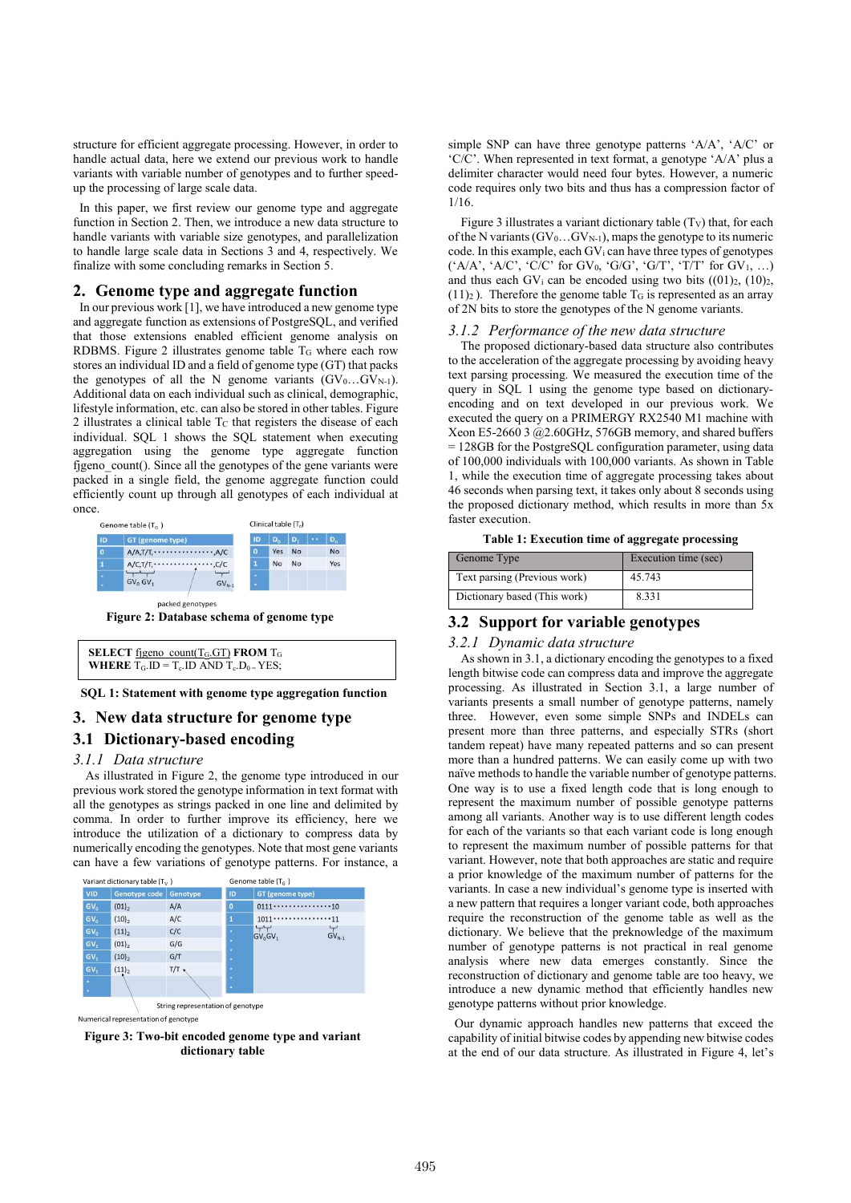structure for efficient aggregate processing. However, in order to handle actual data, here we extend our previous work to handle variants with variable number of genotypes and to further speed-up the processing of large scale data.

In this paper, we first review our genome type and aggregate function in Section 2. Then, we introduce a new data structure to handle variants with variable size genotypes, and parallelization to handle large scale data in Sections 3 and 4, respectively. We finalize with some concluding remarks in Section 5.

## 2. Genome type and aggregate function

In our previous work [1], we have introduced a new genome type and aggregate function as extensions of PostgreSQL, and verified that those extensions enabled efficient genome analysis on RDBMS. Figure 2 illustrates genome table $T_G$ where each row stores an individual ID and a field of genome type (GT) that packs the genotypes of all the N genome variants ($GV_0 \ldots GV_{N-1}$). Additional data on each individual such as clinical, demographic, lifestyle information, etc. can also be stored in other tables. Figure 2 illustrates a clinical table $T_C$ that registers the disease of each individual. SQL 1 shows the SQL statement when executing aggregation using the genome type aggregate function fjgeno_count(). Since all the genotypes of the gene variants were packed in a single field, the genome aggregate function could efficiently count up through all genotypes of each individual at once.

Figure 2: Database schema of genome type

```
SELECT fjgeno_count(T_G.GT) FROM T_G
WHERE T_G.ID = T_c.ID AND T_c.D_0 = YES;
```

SQL 1: Statement with genome type aggregation function

## 3. New data structure for genome type

### 3.1 Dictionary-based encoding

#### 3.1.1 Data structure

As illustrated in Figure 2, the genome type introduced in our previous work stored the genotype information in text format with all the genotypes as strings packed in one line and delimited by comma. In order to further improve its efficiency, here we introduce the utilization of a dictionary to compress data by numerically encoding the genotypes. Note that most gene variants can have a few variations of genotype patterns. For instance, a simple SNP can have three genotype patterns 'A/A', 'A/C' or 'C/C'. When represented in text format, a genotype 'A/A' plus a delimiter character would need four bytes. However, a numeric code requires only two bits and thus has a compression factor of 1/16.

Figure 3 illustrates a variant dictionary table ($T_V$) that, for each of the N variants ($GV_0 \ldots GV_{N-1}$), maps the genotype to its numeric code. In this example, each $GV_i$ can have three types of genotypes ('A/A', 'A/C', 'C/C' for $GV_0$, 'G/G', 'G/T', 'T/T' for $GV_1$, …) and thus each $GV_i$ can be encoded using two bits ($(01)_2$, $(10)_2$, $(11)_2$ ). Therefore the genome table $T_G$ is represented as an array of 2N bits to store the genotypes of the N genome variants.

Figure 3: Two-bit encoded genome type and variant dictionary table

#### 3.1.2 Performance of the new data structure

The proposed dictionary-based data structure also contributes to the acceleration of the aggregate processing by avoiding heavy text parsing processing. We measured the execution time of the query in SQL 1 using the genome type based on dictionary-encoding and on text developed in our previous work. We executed the query on a PRIMERGY RX2540 M1 machine with Xeon E5-2660 3 @2.60GHz, 576GB memory, and shared buffers = 128GB for the PostgreSQL configuration parameter, using data of 100,000 individuals with 100,000 variants. As shown in Table 1, while the execution time of aggregate processing takes about 46 seconds when parsing text, it takes only about 8 seconds using the proposed dictionary method, which results in more than 5x faster execution.

**Table 1: Execution time of aggregate processing**

| Genome Type | Execution time (sec) |
|---|---|
| Text parsing (Previous work) | 45.743 |
| Dictionary based (This work) | 8.331 |

### 3.2 Support for variable genotypes

#### 3.2.1 Dynamic data structure

As shown in 3.1, a dictionary encoding the genotypes to a fixed length bitwise code can compress data and improve the aggregate processing. As illustrated in Section 3.1, a large number of variants presents a small number of genotype patterns, namely three. However, even some simple SNPs and INDELs can present more than three patterns, and especially STRs (short tandem repeat) have many repeated patterns and so can present more than a hundred patterns. We can easily come up with two naïve methods to handle the variable number of genotype patterns. One way is to use a fixed length code that is long enough to represent the maximum number of possible genotype patterns among all variants. Another way is to use different length codes for each of the variants so that each variant code is long enough to represent the maximum number of possible patterns for that variant. However, note that both approaches are static and require a prior knowledge of the maximum number of patterns for the variants. In case a new individual's genome type is inserted with a new pattern that requires a longer variant code, both approaches require the reconstruction of the genome table as well as the dictionary. We believe that the preknowledge of the maximum number of genotype patterns is not practical in real genome analysis where new data emerges constantly. Since the reconstruction of dictionary and genome table are too heavy, we introduce a new dynamic method that efficiently handles new genotype patterns without prior knowledge.

Our dynamic approach handles new patterns that exceed the capability of initial bitwise codes by appending new bitwise codes at the end of our data structure. As illustrated in Figure 4, let's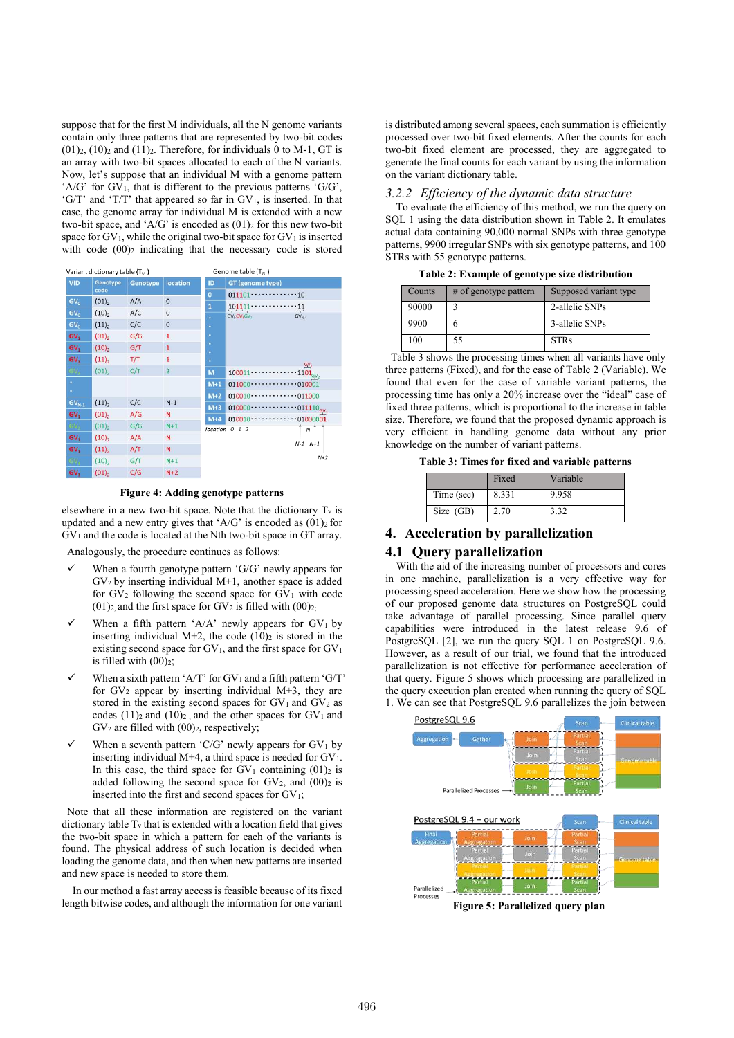suppose that for the first M individuals, all the N genome variants contain only three patterns that are represented by two-bit codes $(01)_2$, $(10)_2$ and $(11)_2$. Therefore, for individuals 0 to M-1, GT is an array with two-bit spaces allocated to each of the N variants. Now, let's suppose that an individual M with a genome pattern 'A/G' for $GV_1$, that is different to the previous patterns 'G/G', 'G/T' and 'T/T' that appeared so far in $GV_1$, is inserted. In that case, the genome array for individual M is extended with a new two-bit space, and 'A/G' is encoded as $(01)_2$ for this new two-bit space for $GV_1$, while the original two-bit space for $GV_1$ is inserted with code $(00)_2$ indicating that the necessary code is stored

Figure 4: Adding genotype patterns

elsewhere in a new two-bit space. Note that the dictionary $T_V$ is updated and a new entry gives that 'A/G' is encoded as $(01)_2$ for $GV_1$ and the code is located at the Nth two-bit space in GT array.

Analogously, the procedure continues as follows:

- When a fourth genotype pattern 'G/G' newly appears for $GV_2$ by inserting individual M+1, another space is added for $GV_2$ following the second space for $GV_1$ with code $(01)_2$ and the first space for $GV_2$ is filled with $(00)_2$;
- When a fifth pattern 'A/A' newly appears for $GV_1$ by inserting individual M+2, the code $(10)_2$ is stored in the existing second space for $GV_1$, and the first space for $GV_1$ is filled with $(00)_2$;
- When a sixth pattern 'A/T' for $GV_1$ and a fifth pattern 'G/T' for $GV_2$ appear by inserting individual M+3, they are stored in the existing second spaces for $GV_1$ and $GV_2$ as codes $(11)_2$ and $(10)_2$, and the other spaces for $GV_1$ and $GV_2$ are filled with $(00)_2$, respectively;
- When a seventh pattern 'C/G' newly appears for $GV_1$ by inserting individual M+4, a third space is needed for $GV_1$. In this case, the third space for $GV_1$ containing $(01)_2$ is added following the second space for $GV_2$, and $(00)_2$ is inserted into the first and second spaces for $GV_1$;

Note that all these information are registered on the variant dictionary table $T_V$ that is extended with a location field that gives the two-bit space in which a pattern for each of the variants is found. The physical address of such location is decided when loading the genome data, and then when new patterns are inserted and new space is needed to store them.

In our method a fast array access is feasible because of its fixed length bitwise codes, and although the information for one variant is distributed among several spaces, each summation is efficiently processed over two-bit fixed elements. After the counts for each two-bit fixed element are processed, they are aggregated to generate the final counts for each variant by using the information on the variant dictionary table.

### 3.2.2 *Efficiency of the dynamic data structure*

To evaluate the efficiency of this method, we run the query on SQL 1 using the data distribution shown in Table 2. It emulates actual data containing 90,000 normal SNPs with three genotype patterns, 9900 irregular SNPs with six genotype patterns, and 100 STRs with 55 genotype patterns.

**Table 2: Example of genotype size distribution**

| Counts | # of genotype pattern | Supposed variant type |
|---|---|---|
| 90000 | 3 | 2-allelic SNPs |
| 9900 | 6 | 3-allelic SNPs |
| 100 | 55 | STRs |

Table 3 shows the processing times when all variants have only three patterns (Fixed), and for the case of Table 2 (Variable). We found that even for the case of variable variant patterns, the processing time has only a 20% increase over the "ideal" case of fixed three patterns, which is proportional to the increase in table size. Therefore, we found that the proposed dynamic approach is very efficient in handling genome data without any prior knowledge on the number of variant patterns.

**Table 3: Times for fixed and variable patterns**

| | Fixed | Variable |
|---|---|---|
| Time (sec) | 8.331 | 9.958 |
| Size (GB) | 2.70 | 3.32 |

## 4. Acceleration by parallelization

## 4.1 Query parallelization

With the aid of the increasing number of processors and cores in one machine, parallelization is a very effective way for processing speed acceleration. Here we show how the processing of our proposed genome data structures on PostgreSQL could take advantage of parallel processing. Since parallel query capabilities were introduced in the latest release 9.6 of PostgreSQL [2], we run the query SQL 1 on PostgreSQL 9.6. However, as a result of our trial, we found that the introduced parallelization is not effective for performance acceleration of that query. Figure 5 shows which processing are parallelized in the query execution plan created when running the query of SQL 1. We can see that PostgreSQL 9.6 parallelizes the join between

**Figure 5: Parallelized query plan**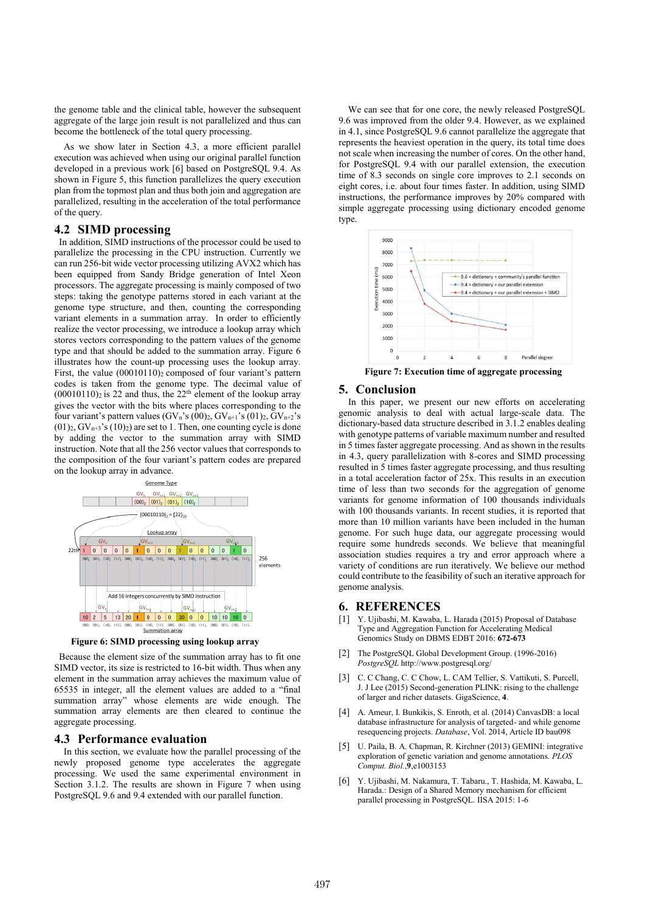the genome table and the clinical table, however the subsequent aggregate of the large join result is not parallelized and thus can become the bottleneck of the total query processing.

As we show later in Section 4.3, a more efficient parallel execution was achieved when using our original parallel function developed in a previous work [6] based on PostgreSQL 9.4. As shown in Figure 5, this function parallelizes the query execution plan from the topmost plan and thus both join and aggregation are parallelized, resulting in the acceleration of the total performance of the query.

## 4.2 SIMD processing

In addition, SIMD instructions of the processor could be used to parallelize the processing in the CPU instruction. Currently we can run 256-bit wide vector processing utilizing AVX2 which has been equipped from Sandy Bridge generation of Intel Xeon processors. The aggregate processing is mainly composed of two steps: taking the genotype patterns stored in each variant at the genome type structure, and then, counting the corresponding variant elements in a summation array. In order to efficiently realize the vector processing, we introduce a lookup array which stores vectors corresponding to the pattern values of the genome type and that should be added to the summation array. Figure 6 illustrates how the count-up processing uses the lookup array. First, the value $(00010110)_2$ composed of four variant's pattern codes is taken from the genome type. The decimal value of $(00010110)_2$ is 22 and thus, the 22[th] element of the lookup array gives the vector with the bits where places corresponding to the four variant's pattern values ($GV_n$'s $(00)_2$, $GV_{n+1}$'s $(01)_2$, $GV_{n+2}$'s $(01)_2$, $GV_{n+3}$'s $(10)_2$) are set to 1. Then, one counting cycle is done by adding the vector to the summation array with SIMD instruction. Note that all the 256 vector values that corresponds to the composition of the four variant's pattern codes are prepared on the lookup array in advance.

Genome Type

$GV_n$ $GV_{n+1}$ $GV_{n+2}$ $GV_{n+3}$

$(00)_2$ $(01)_2$ $(01)_2$ $(10)_2$

$(00010110)_2 = (22)_{10}$

Lookup array

22th

256 elements

Add 16 integers concurrently by SIMD instruction

Summation array

Figure 6: SIMD processing using lookup array

Because the element size of the summation array has to fit one SIMD vector, its size is restricted to 16-bit width. Thus when any element in the summation array achieves the maximum value of 65535 in integer, all the element values are added to a "final summation array" whose elements are wide enough. The summation array elements are then cleared to continue the aggregate processing.

## 4.3 Performance evaluation

In this section, we evaluate how the parallel processing of the newly proposed genome type accelerates the aggregate processing. We used the same experimental environment in Section 3.1.2. The results are shown in Figure 7 when using PostgreSQL 9.6 and 9.4 extended with our parallel function.

We can see that for one core, the newly released PostgreSQL 9.6 was improved from the older 9.4. However, as we explained in 4.1, since PostgreSQL 9.6 cannot parallelize the aggregate that represents the heaviest operation in the query, its total time does not scale when increasing the number of cores. On the other hand, for PostgreSQL 9.4 with our parallel extension, the execution time of 8.3 seconds on single core improves to 2.1 seconds on eight cores, i.e. about four times faster. In addition, using SIMD instructions, the performance improves by 20% compared with simple aggregate processing using dictionary encoded genome type.

Execution time (ms)

9000
8000
7000
6000
5000
4000
3000
2000
1000
0

0 2 4 6 8

Parallel degree

9.6 + dictionary + community's parallel function

9.4 + dictionary + our parallel extension

9.4 + dictionary + our parallel extension + SIMD

Figure 7: Execution time of aggregate processing

# 5. Conclusion

In this paper, we present our new efforts on accelerating genomic analysis to deal with actual large-scale data. The dictionary-based data structure described in 3.1.2 enables dealing with genotype patterns of variable maximum number and resulted in 5 times faster aggregate processing. And as shown in the results in 4.3, query parallelization with 8-cores and SIMD processing resulted in 5 times faster aggregate processing, and thus resulting in a total acceleration factor of 25x. This results in an execution time of less than two seconds for the aggregation of genome variants for genome information of 100 thousands individuals with 100 thousands variants. In recent studies, it is reported that more than 10 million variants have been included in the human genome. For such huge data, our aggregate processing would require some hundreds seconds. We believe that meaningful association studies requires a try and error approach where a variety of conditions are run iteratively. We believe our method could contribute to the feasibility of such an iterative approach for genome analysis.

# 6. REFERENCES

[1] Y. Ujibashi, M. Kawaba, L. Harada (2015) Proposal of Database Type and Aggregation Function for Accelerating Medical Genomics Study on DBMS EDBT 2016: **672-673**

[2] The PostgreSQL Global Development Group. (1996-2016) *PostgreSQL* http://www.postgresql.org/

[3] C. C Chang, C. C Chow, L. CAM Tellier, S. Vattikuti, S. Purcell, J. J Lee (2015) Second-generation PLINK: rising to the challenge of larger and richer datasets. GigaScience, **4**.

[4] A. Ameur, I. Bunkikis, S. Enroth, et al. (2014) CanvasDB: a local database infrastructure for analysis of targeted- and while genome resequencing projects. *Database*, Vol. 2014, Article ID bau098

[5] U. Paila, B. A. Chapman, R. Kirchner (2013) GEMINI: integrative exploration of genetic variation and genome annotations. *PLOS Comput. Biol.*,**9**,e1003153

[6] Y. Ujibashi, M. Nakamura, T. Tabaru., T. Hashida, M. Kawaba, L. Harada.: Design of a Shared Memory mechanism for efficient parallel processing in PostgreSQL. IISA 2015: 1-6